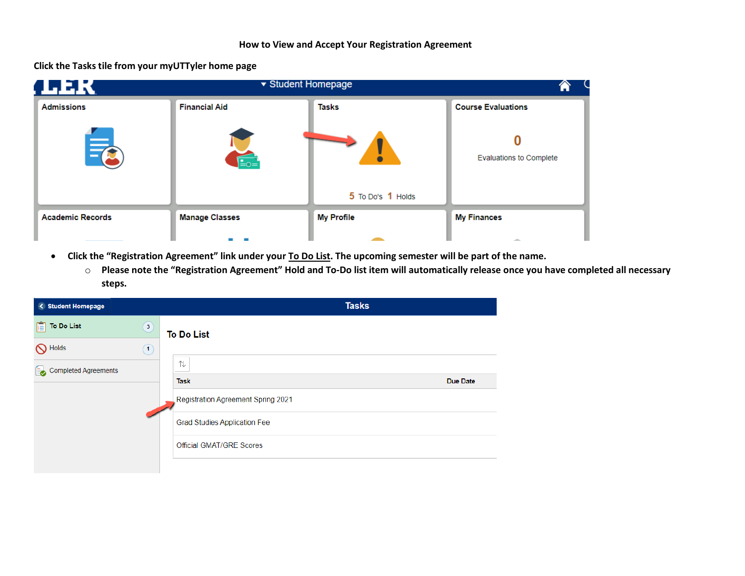# How to View and Accept Your Registration Agreement

**Click the Tasks tile from your myUTTyler home page**

- **Click the "Registration Agreement" link under your To Do List. The upcoming semester will be part of the name.**
  - **Please note the "Registration Agreement" Hold and To-Do list item will automatically release once you have completed all necessary steps.**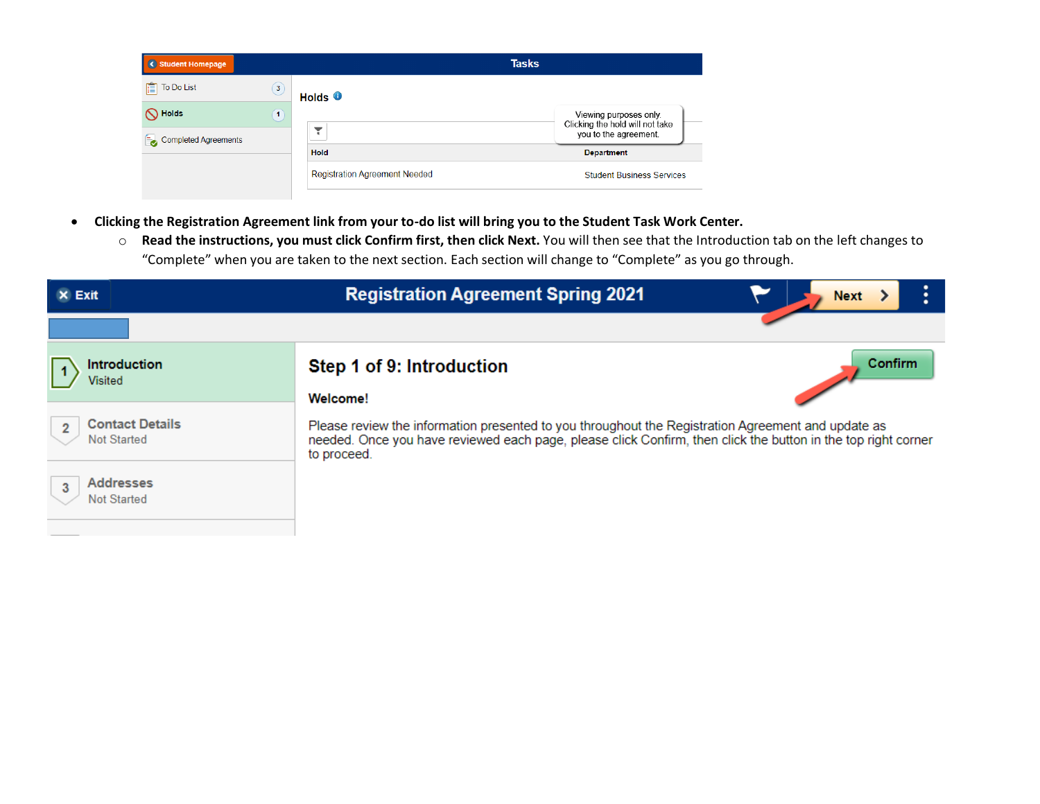- **Clicking the Registration Agreement link from your to-do list will bring you to the Student Task Work Center.**
  - **Read the instructions, you must click Confirm first, then click Next.** You will then see that the Introduction tab on the left changes to "Complete" when you are taken to the next section. Each section will change to "Complete" as you go through.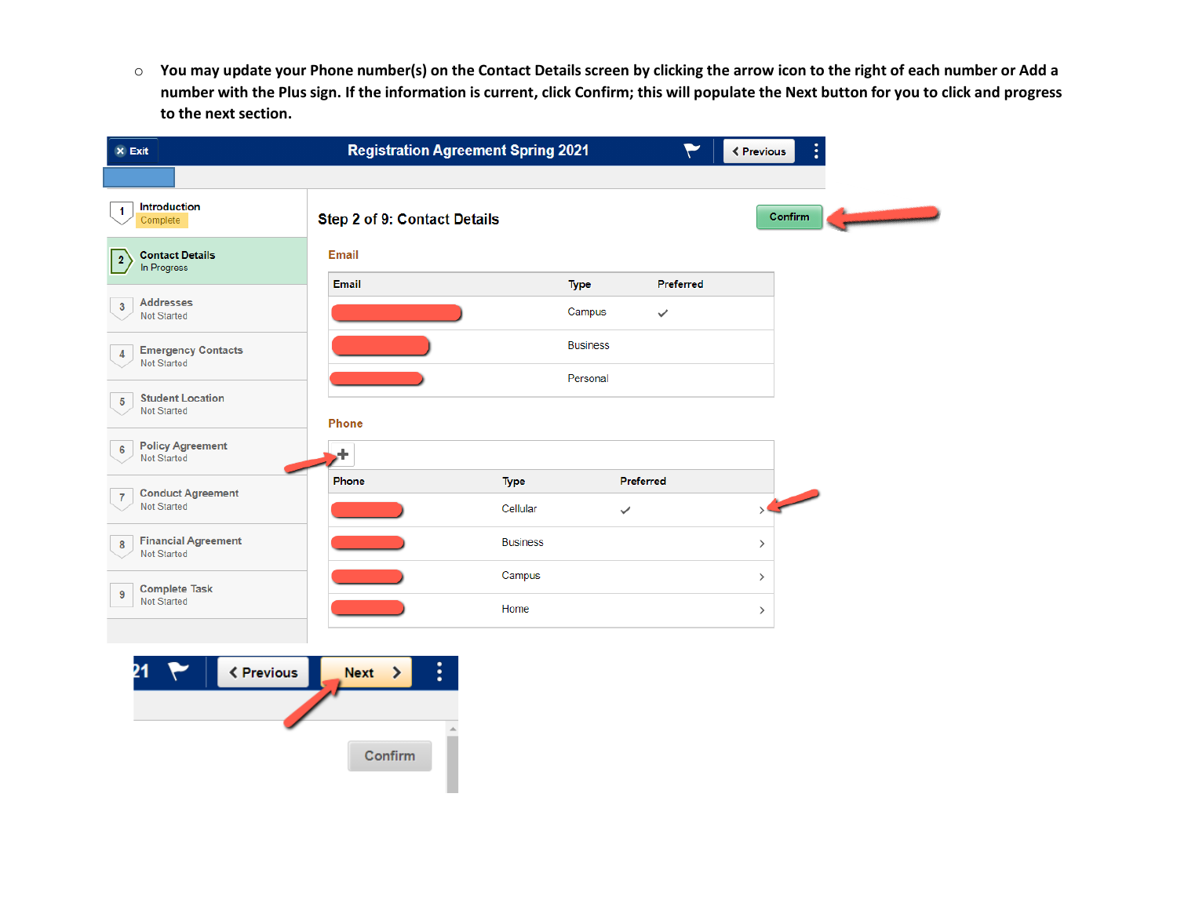- You may update your Phone number(s) on the Contact Details screen by clicking the arrow icon to the right of each number or Add a number with the Plus sign. If the information is current, click Confirm; this will populate the Next button for you to click and progress to the next section.

Exit

Registration Agreement Spring 2021

Previous

1 Introduction
Complete

2 Contact Details
In Progress

3 Addresses
Not Started

4 Emergency Contacts
Not Started

5 Student Location
Not Started

6 Policy Agreement
Not Started

7 Conduct Agreement
Not Started

8 Financial Agreement
Not Started

9 Complete Task
Not Started

Step 2 of 9: Contact Details

Confirm

Email

| Email | Type | Preferred |
|---|---|---|
| | Campus | ✓ |
| | Business | |
| | Personal | |

Phone

+

| Phone | Type | Preferred | |
|---|---|---|---|
| | Cellular | ✓ | > |
| | Business | | > |
| | Campus | | > |
| | Home | | > |

21

Previous

Next

Confirm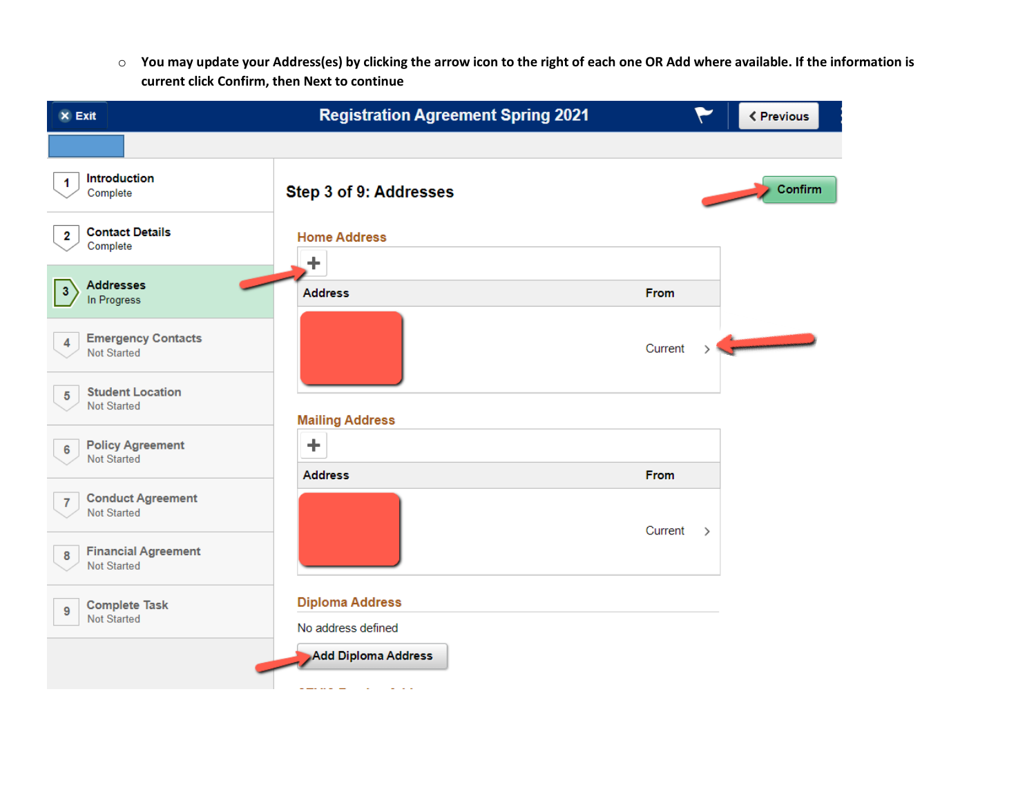- **You may update your Address(es) by clicking the arrow icon to the right of each one OR Add where available. If the information is current click Confirm, then Next to continue**

Exit

Registration Agreement Spring 2021

Previous

1 Introduction
Complete

2 Contact Details
Complete

3 Addresses
In Progress

4 Emergency Contacts
Not Started

5 Student Location
Not Started

6 Policy Agreement
Not Started

7 Conduct Agreement
Not Started

8 Financial Agreement
Not Started

9 Complete Task
Not Started

Step 3 of 9: Addresses

Confirm

Home Address

+

| Address | From |
|---|---|
| | Current > |

Mailing Address

+

| Address | From |
|---|---|
| | Current > |

Diploma Address

No address defined

Add Diploma Address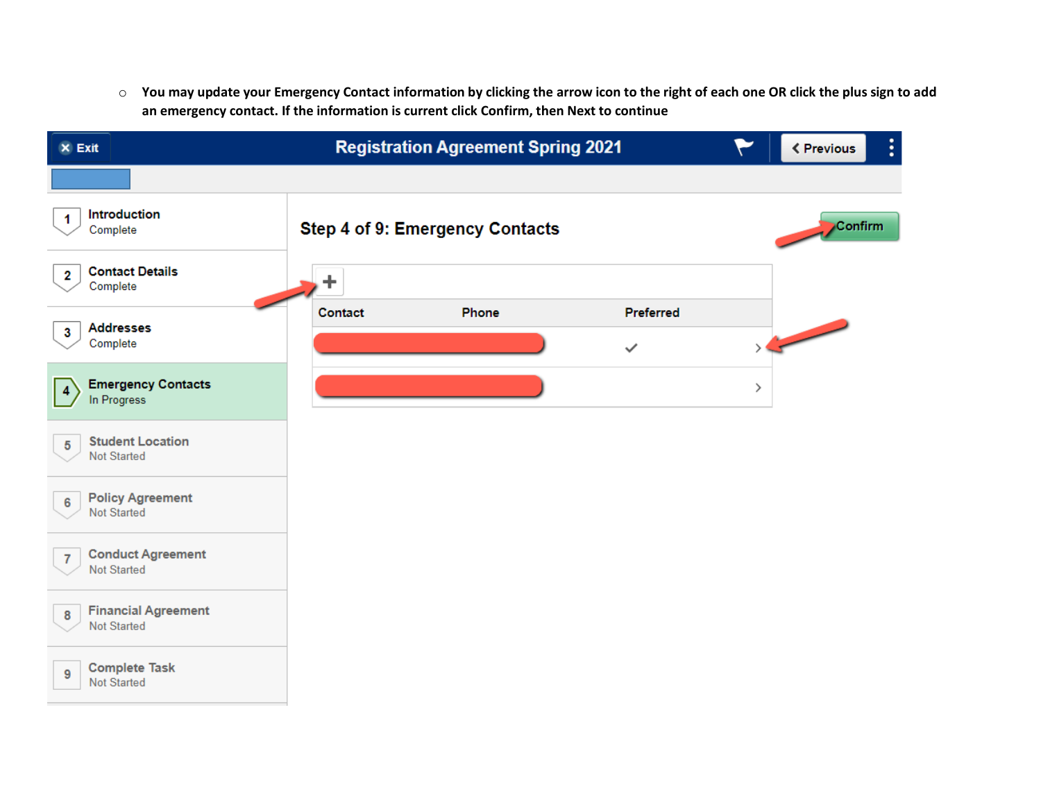- **You may update your Emergency Contact information by clicking the arrow icon to the right of each one OR click the plus sign to add an emergency contact. If the information is current click Confirm, then Next to continue**

Exit

Registration Agreement Spring 2021

Previous

1 Introduction
Complete

2 Contact Details
Complete

3 Addresses
Complete

4 Emergency Contacts
In Progress

5 Student Location
Not Started

6 Policy Agreement
Not Started

7 Conduct Agreement
Not Started

8 Financial Agreement
Not Started

9 Complete Task
Not Started

Step 4 of 9: Emergency Contacts

Confirm

+

| Contact | Phone | Preferred | |
|---|---|---|---|
| | | ✓ | > |
| | | | > |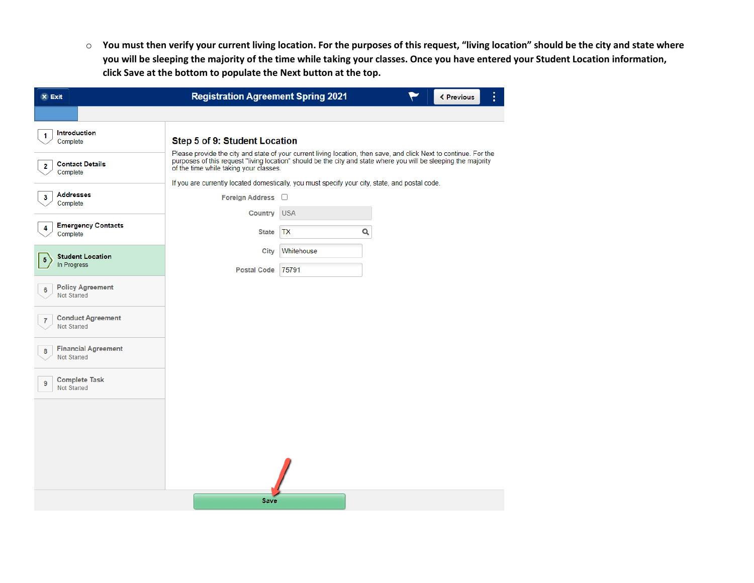- **You must then verify your current living location. For the purposes of this request, "living location" should be the city and state where you will be sleeping the majority of the time while taking your classes. Once you have entered your Student Location information, click Save at the bottom to populate the Next button at the top.**

Exit

Registration Agreement Spring 2021

Previous

1 Introduction
Complete

2 Contact Details
Complete

3 Addresses
Complete

4 Emergency Contacts
Complete

5 Student Location
In Progress

6 Policy Agreement
Not Started

7 Conduct Agreement
Not Started

8 Financial Agreement
Not Started

9 Complete Task
Not Started

### Step 5 of 9: Student Location

Please provide the city and state of your current living location, then save, and click Next to continue. For the purposes of this request "living location" should be the city and state where you will be sleeping the majority of the time while taking your classes.

If you are currently located domestically, you must specify your city, state, and postal code.

Foreign Address

Country USA

State TX

City Whitehouse

Postal Code 75791

Save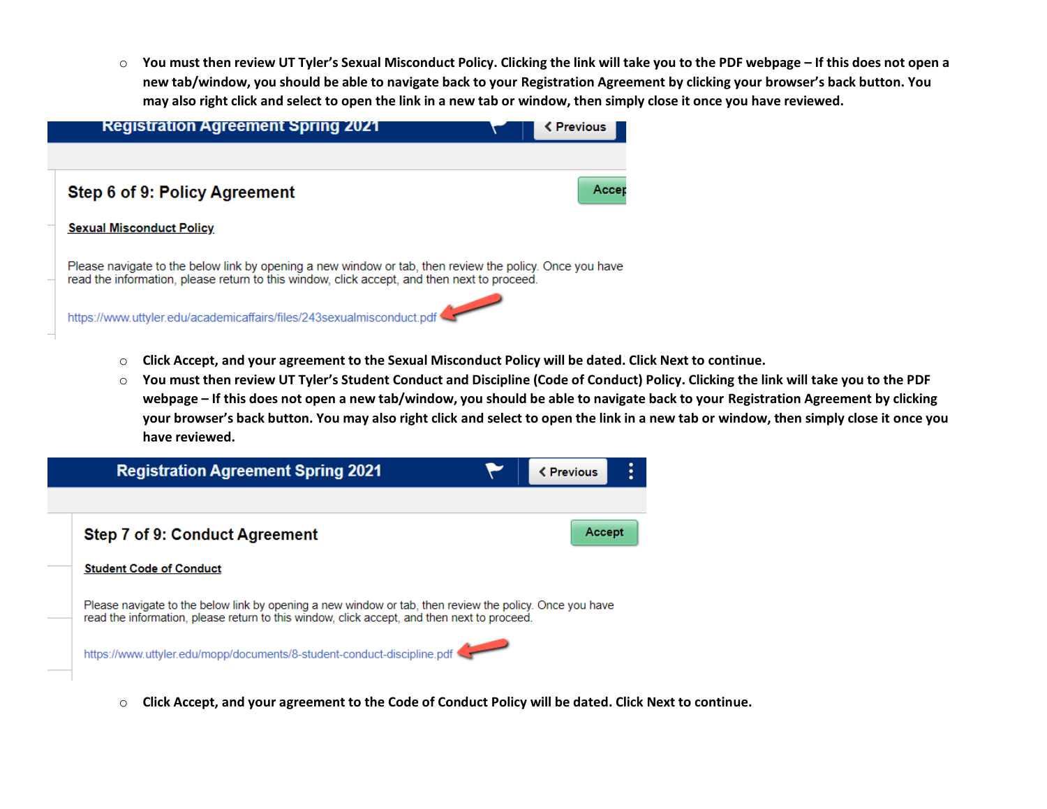- **You must then review UT Tyler's Sexual Misconduct Policy. Clicking the link will take you to the PDF webpage – If this does not open a new tab/window, you should be able to navigate back to your Registration Agreement by clicking your browser's back button. You may also right click and select to open the link in a new tab or window, then simply close it once you have reviewed.**

Registration Agreement Spring 2021

Previous

Step 6 of 9: Policy Agreement

Accep

Sexual Misconduct Policy

Please navigate to the below link by opening a new window or tab, then review the policy. Once you have read the information, please return to this window, click accept, and then next to proceed.

https://www.uttyler.edu/academicaffairs/files/243sexualmisconduct.pdf

- **Click Accept, and your agreement to the Sexual Misconduct Policy will be dated. Click Next to continue.**
- **You must then review UT Tyler's Student Conduct and Discipline (Code of Conduct) Policy. Clicking the link will take you to the PDF webpage – If this does not open a new tab/window, you should be able to navigate back to your Registration Agreement by clicking your browser's back button. You may also right click and select to open the link in a new tab or window, then simply close it once you have reviewed.**

Registration Agreement Spring 2021

Previous

Step 7 of 9: Conduct Agreement

Accept

Student Code of Conduct

Please navigate to the below link by opening a new window or tab, then review the policy. Once you have read the information, please return to this window, click accept, and then next to proceed.

https://www.uttyler.edu/mopp/documents/8-student-conduct-discipline.pdf

- **Click Accept, and your agreement to the Code of Conduct Policy will be dated. Click Next to continue.**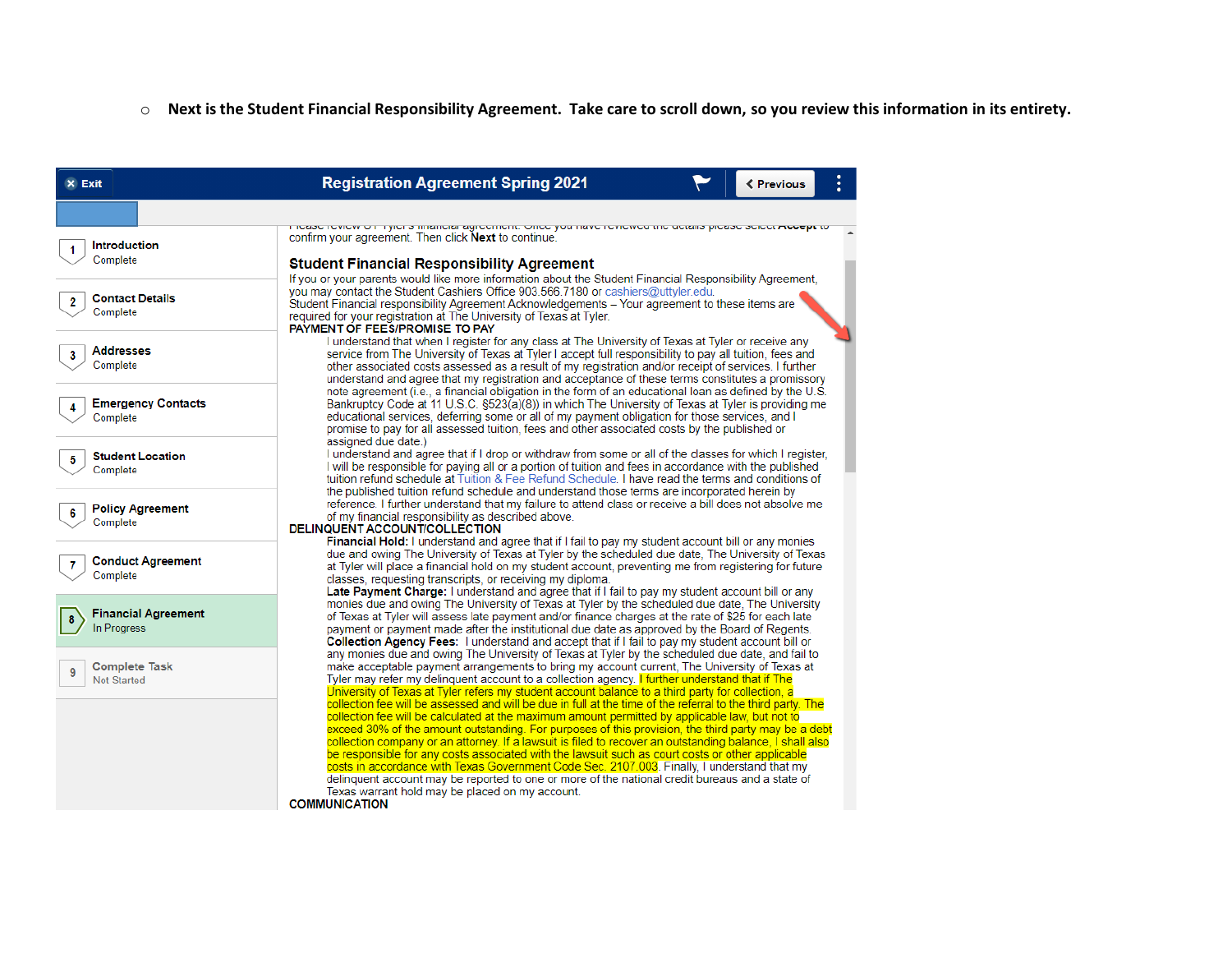- Next is the Student Financial Responsibility Agreement. Take care to scroll down, so you review this information in its entirety.

Exit

Registration Agreement Spring 2021

Previous

1 Introduction
Complete

2 Contact Details
Complete

3 Addresses
Complete

4 Emergency Contacts
Complete

5 Student Location
Complete

6 Policy Agreement
Complete

7 Conduct Agreement
Complete

8 Financial Agreement
In Progress

9 Complete Task
Not Started

Please review UT Tyler's financial agreement. Once you have reviewed the details please select **Accept** to confirm your agreement. Then click **Next** to continue.

## Student Financial Responsibility Agreement

If you or your parents would like more information about the Student Financial Responsibility Agreement, you may contact the Student Cashiers Office 903.566.7180 or cashiers@uttyler.edu.
Student Financial responsibility Agreement Acknowledgements – Your agreement to these items are required for your registration at The University of Texas at Tyler.

**PAYMENT OF FEES/PROMISE TO PAY**

I understand that when I register for any class at The University of Texas at Tyler or receive any service from The University of Texas at Tyler I accept full responsibility to pay all tuition, fees and other associated costs assessed as a result of my registration and/or receipt of services. I further understand and agree that my registration and acceptance of these terms constitutes a promissory note agreement (i.e., a financial obligation in the form of an educational loan as defined by the U.S. Bankruptcy Code at 11 U.S.C. §523(a)(8)) in which The University of Texas at Tyler is providing me educational services, deferring some or all of my payment obligation for those services, and I promise to pay for all assessed tuition, fees and other associated costs by the published or assigned due date.)

I understand and agree that if I drop or withdraw from some or all of the classes for which I register, I will be responsible for paying all or a portion of tuition and fees in accordance with the published tuition refund schedule at Tuition & Fee Refund Schedule. I have read the terms and conditions of the published tuition refund schedule and understand those terms are incorporated herein by reference. I further understand that my failure to attend class or receive a bill does not absolve me of my financial responsibility as described above.

**DELINQUENT ACCOUNT/COLLECTION**

**Financial Hold:** I understand and agree that if I fail to pay my student account bill or any monies due and owing The University of Texas at Tyler by the scheduled due date, The University of Texas at Tyler will place a financial hold on my student account, preventing me from registering for future classes, requesting transcripts, or receiving my diploma.

**Late Payment Charge:** I understand and agree that if I fail to pay my student account bill or any monies due and owing The University of Texas at Tyler by the scheduled due date, The University of Texas at Tyler will assess late payment and/or finance charges at the rate of $25 for each late payment or payment made after the institutional due date as approved by the Board of Regents.

**Collection Agency Fees:** I understand and accept that if I fail to pay my student account bill or any monies due and owing The University of Texas at Tyler by the scheduled due date, and fail to make acceptable payment arrangements to bring my account current, The University of Texas at Tyler may refer my delinquent account to a collection agency. I further understand that if The University of Texas at Tyler refers my student account balance to a third party for collection, a collection fee will be assessed and will be due in full at the time of the referral to the third party. The collection fee will be calculated at the maximum amount permitted by applicable law, but not to exceed 30% of the amount outstanding. For purposes of this provision, the third party may be a debt collection company or an attorney. If a lawsuit is filed to recover an outstanding balance, I shall also be responsible for any costs associated with the lawsuit such as court costs or other applicable costs in accordance with Texas Government Code Sec. 2107.003. Finally, I understand that my delinquent account may be reported to one or more of the national credit bureaus and a state of Texas warrant hold may be placed on my account.

**COMMUNICATION**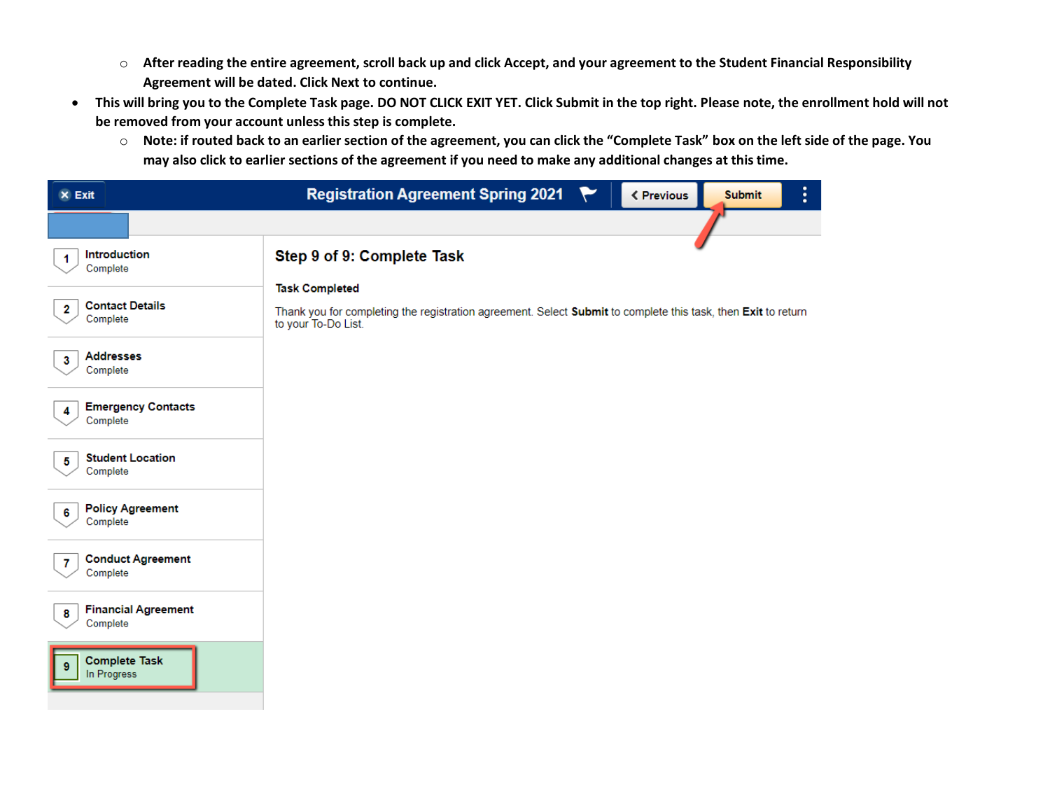- **After reading the entire agreement, scroll back up and click Accept, and your agreement to the Student Financial Responsibility Agreement will be dated. Click Next to continue.**
- **This will bring you to the Complete Task page. DO NOT CLICK EXIT YET. Click Submit in the top right. Please note, the enrollment hold will not be removed from your account unless this step is complete.**
   - **Note: if routed back to an earlier section of the agreement, you can click the "Complete Task" box on the left side of the page. You may also click to earlier sections of the agreement if you need to make any additional changes at this time.**

Exit | Registration Agreement Spring 2021 | Previous | Submit

1. Introduction – Complete
2. Contact Details – Complete
3. Addresses – Complete
4. Emergency Contacts – Complete
5. Student Location – Complete
6. Policy Agreement – Complete
7. Conduct Agreement – Complete
8. Financial Agreement – Complete
9. Complete Task – In Progress

### Step 9 of 9: Complete Task

**Task Completed**

Thank you for completing the registration agreement. Select **Submit** to complete this task, then **Exit** to return to your To-Do List.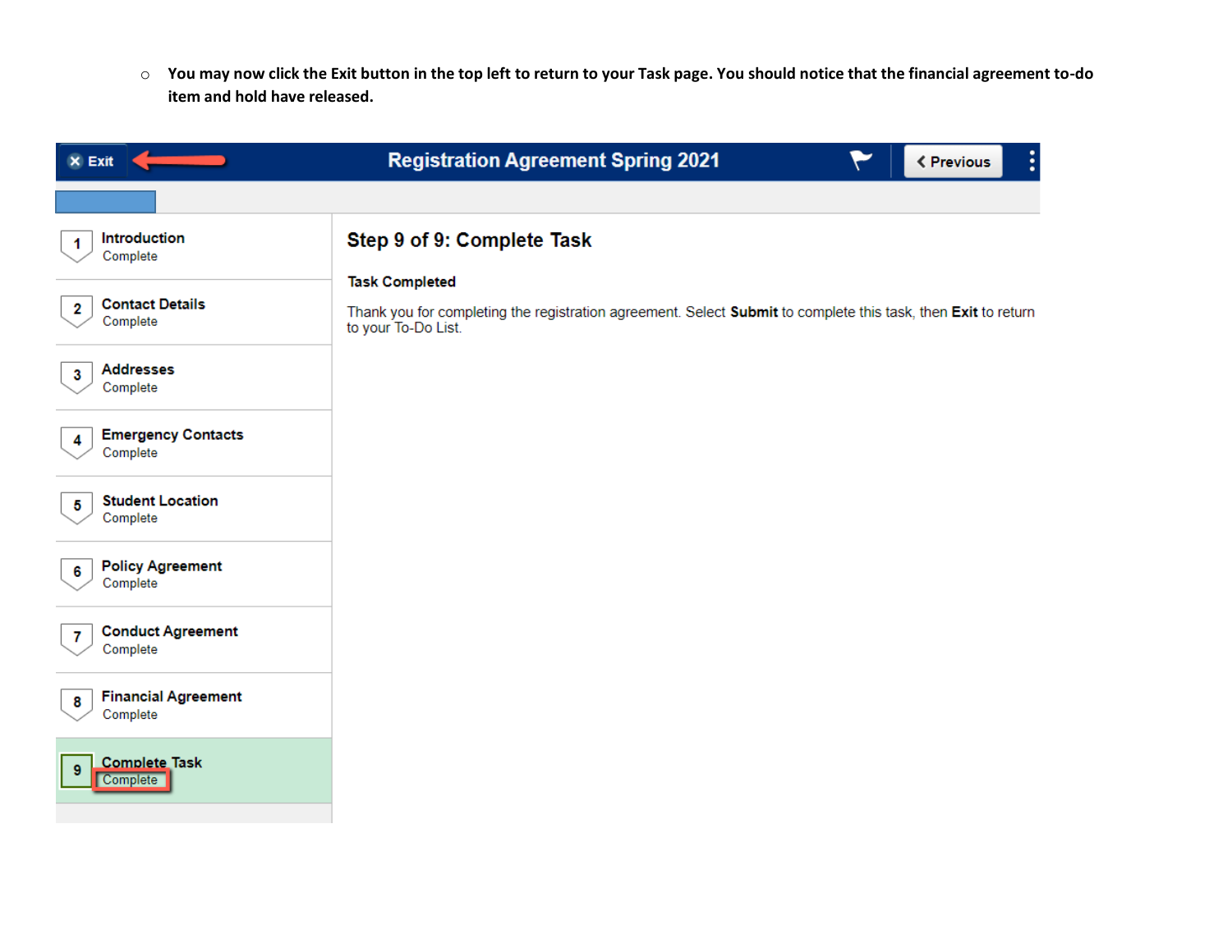- You may now click the Exit button in the top left to return to your Task page. You should notice that the financial agreement to-do item and hold have released.

Exit

Registration Agreement Spring 2021

Previous

1 Introduction
Complete

2 Contact Details
Complete

3 Addresses
Complete

4 Emergency Contacts
Complete

5 Student Location
Complete

6 Policy Agreement
Complete

7 Conduct Agreement
Complete

8 Financial Agreement
Complete

9 Complete Task
Complete

## Step 9 of 9: Complete Task

**Task Completed**

Thank you for completing the registration agreement. Select **Submit** to complete this task, then **Exit** to return to your To-Do List.